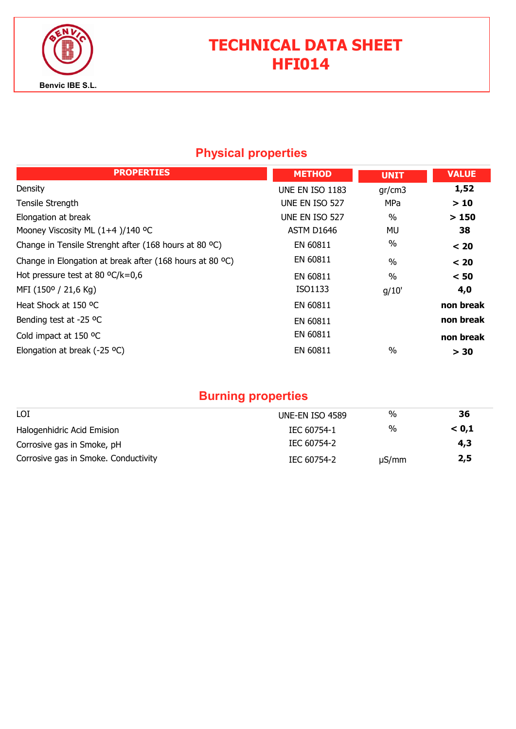Benvic IBE S.L.

# TECHNICAL DATA SHEET
# HFI014

## Physical properties

| PROPERTIES | METHOD | UNIT | VALUE |
|---|---|---|---|
| Density | UNE EN ISO 1183 | gr/cm3 | **1,52** |
| Tensile Strength | UNE EN ISO 527 | MPa | **> 10** |
| Elongation at break | UNE EN ISO 527 | % | **> 150** |
| Mooney Viscosity ML (1+4 )/140 ºC | ASTM D1646 | MU | **38** |
| Change in Tensile Strenght after (168 hours at 80 ºC) | EN 60811 | % | **< 20** |
| Change in Elongation at break after (168 hours at 80 ºC) | EN 60811 | % | **< 20** |
| Hot pressure test at 80 ºC/k=0,6 | EN 60811 | % | **< 50** |
| MFI (150º / 21,6 Kg) | ISO1133 | g/10' | **4,0** |
| Heat Shock at 150 ºC | EN 60811 | | **non break** |
| Bending test at -25 ºC | EN 60811 | | **non break** |
| Cold impact at 150 ºC | EN 60811 | | **non break** |
| Elongation at break (-25 ºC) | EN 60811 | % | **> 30** |

## Burning properties

| | | | |
|---|---|---|---|
| LOI | UNE-EN ISO 4589 | % | **36** |
| Halogenhidric Acid Emision | IEC 60754-1 | % | **< 0,1** |
| Corrosive gas in Smoke, pH | IEC 60754-2 | | **4,3** |
| Corrosive gas in Smoke. Conductivity | IEC 60754-2 | µS/mm | **2,5** |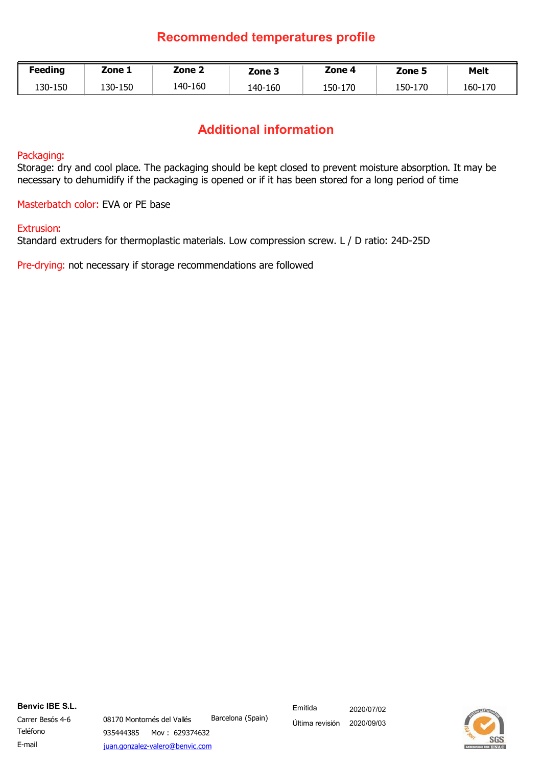## Recommended temperatures profile

| Feeding | Zone 1 | Zone 2 | Zone 3 | Zone 4 | Zone 5 | Melt |
|---|---|---|---|---|---|---|
| 130-150 | 130-150 | 140-160 | 140-160 | 150-170 | 150-170 | 160-170 |

## Additional information

Packaging:
Storage: dry and cool place. The packaging should be kept closed to prevent moisture absorption. It may be necessary to dehumidify if the packaging is opened or if it has been stored for a long period of time

Masterbatch color: EVA or PE base

Extrusion:
Standard extruders for thermoplastic materials. Low compression screw. L / D ratio: 24D-25D

Pre-drying: not necessary if storage recommendations are followed

**Benvic IBE S.L.**
Carrer Besós 4-6 08170 Montornés del Vallés Barcelona (Spain)
Teléfono 935444385 Mov : 629374632
E-mail juan.gonzalez-valero@benvic.com

Emitida 2020/07/02
Última revisión 2020/09/03